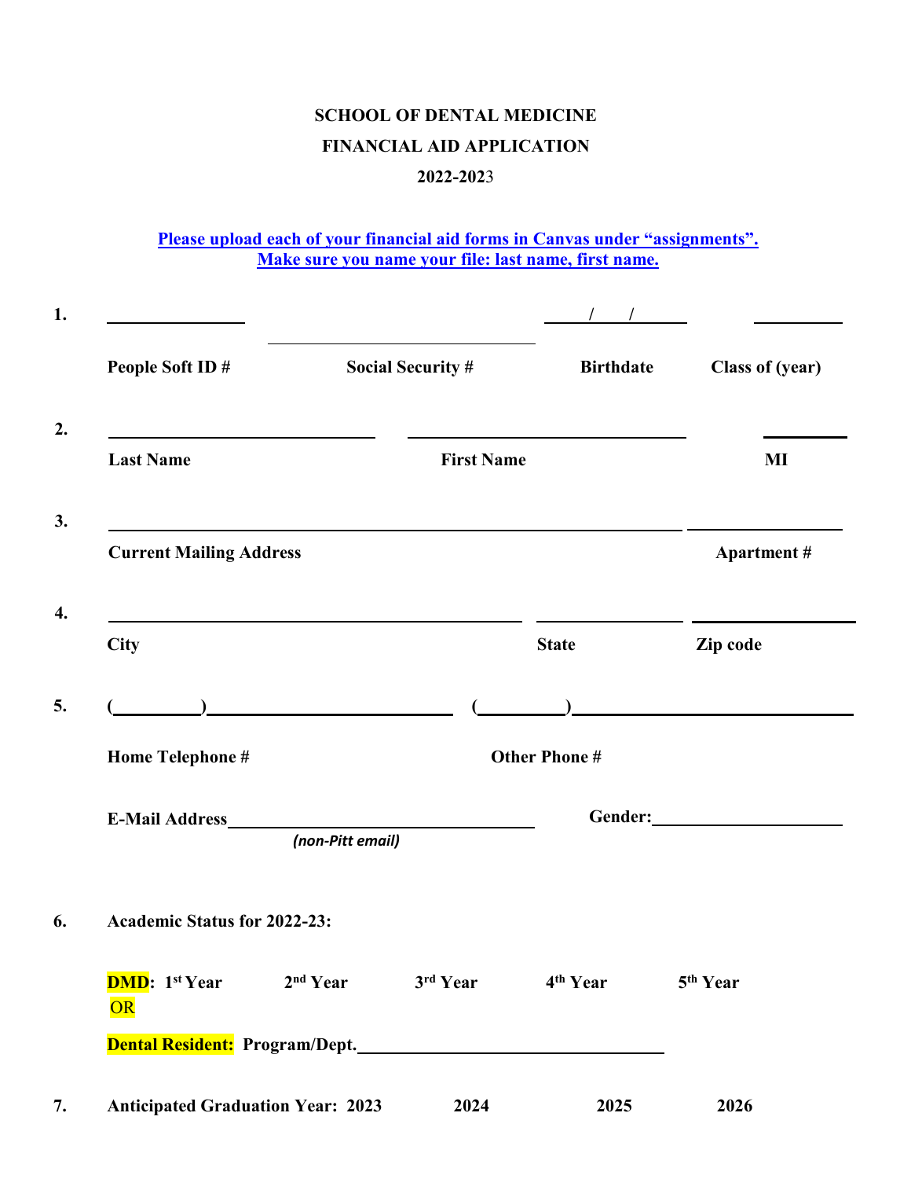**SCHOOL OF DENTAL MEDICINE**

**FINANCIAL AID APPLICATION**

**2022-2023**

**Please upload each of your financial aid forms in Canvas under "assignments". Make sure you name your file: last name, first name.**

1. ______________ ______________________ ___/___/___ __________

**People Soft ID #** **Social Security #** **Birthdate** **Class of (year)**

2. ____________________ ____________________ ________

**Last Name** **First Name** **MI**

3. __________________________________________ ______________

**Current Mailing Address** **Apartment #**

4. ______________________________ ____________ ______________

**City** **State** **Zip code**

5. (________)____________________ (________)____________________

**Home Telephone #** **Other Phone #**

**E-Mail Address**______________________________ **Gender:**__________________

*(non-Pitt email)*

6. **Academic Status for 2022-23:**

**DMD**: **1st Year** **2nd Year** **3rd Year** **4th Year** **5th Year**

OR

**Dental Resident:** **Program/Dept.**______________________________

7. **Anticipated Graduation Year: 2023** **2024** **2025** **2026**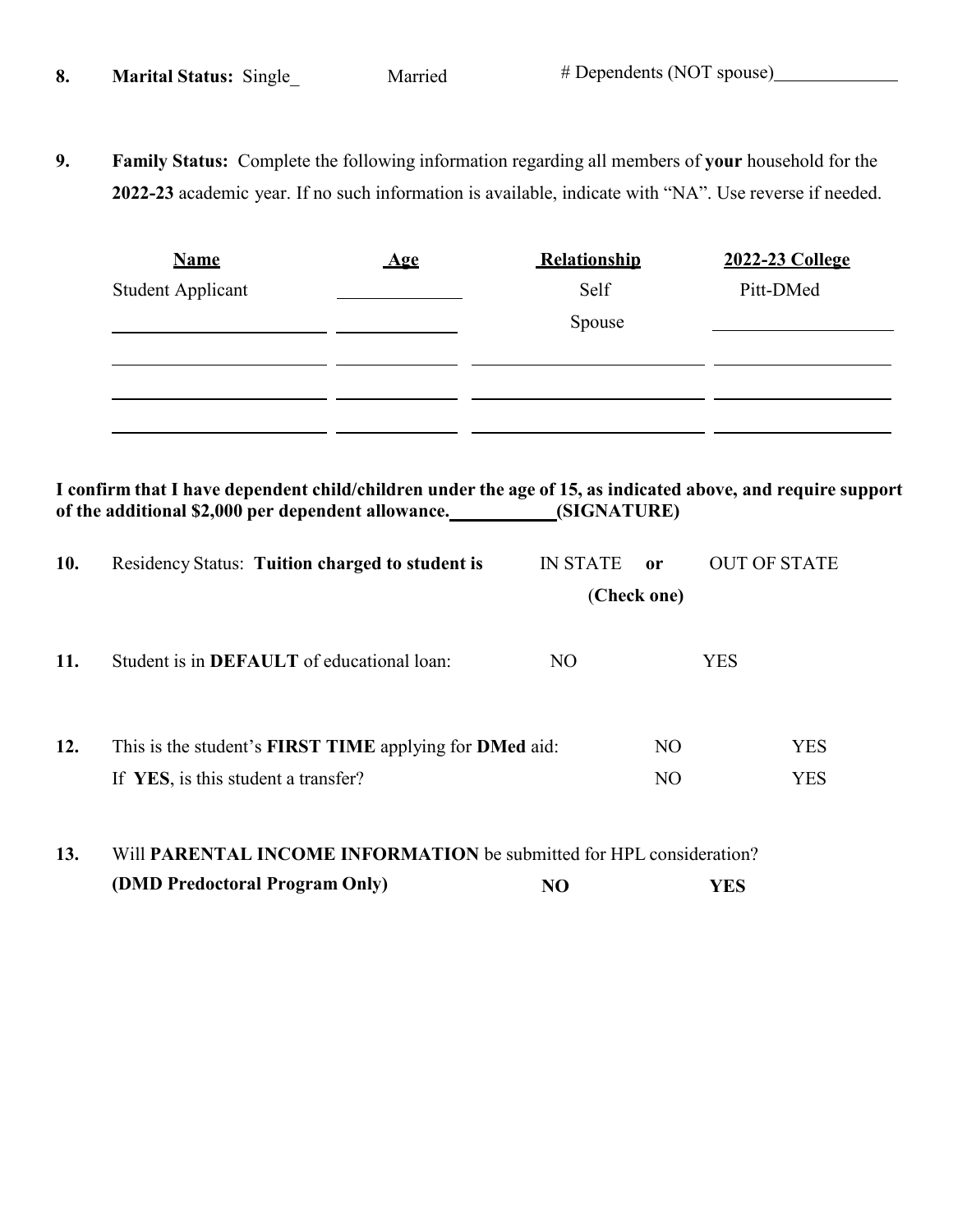**8.** **Marital Status:** Single_ Married # Dependents (NOT spouse)\_\_\_\_\_\_\_\_\_\_\_\_

**9.** **Family Status:** Complete the following information regarding all members of **your** household for the **2022-23** academic year. If no such information is available, indicate with "NA". Use reverse if needed.

| Name | Age | Relationship | 2022-23 College |
|---|---|---|---|
| Student Applicant | | Self | Pitt-DMed |
| | | Spouse | |
| | | | |
| | | | |
| | | | |

**I confirm that I have dependent child/children under the age of 15, as indicated above, and require support of the additional $2,000 per dependent allowance.\_\_\_\_\_\_\_\_\_\_\_(SIGNATURE)**

**10.** Residency Status: **Tuition charged to student is** IN STATE **or** OUT OF STATE (**Check one)**

**11.** Student is in **DEFAULT** of educational loan: NO YES

**12.** This is the student's **FIRST TIME** applying for **DMed** aid: NO YES

If **YES**, is this student a transfer? NO YES

**13.** Will **PARENTAL INCOME INFORMATION** be submitted for HPL consideration?
**(DMD Predoctoral Program Only)** **NO** **YES**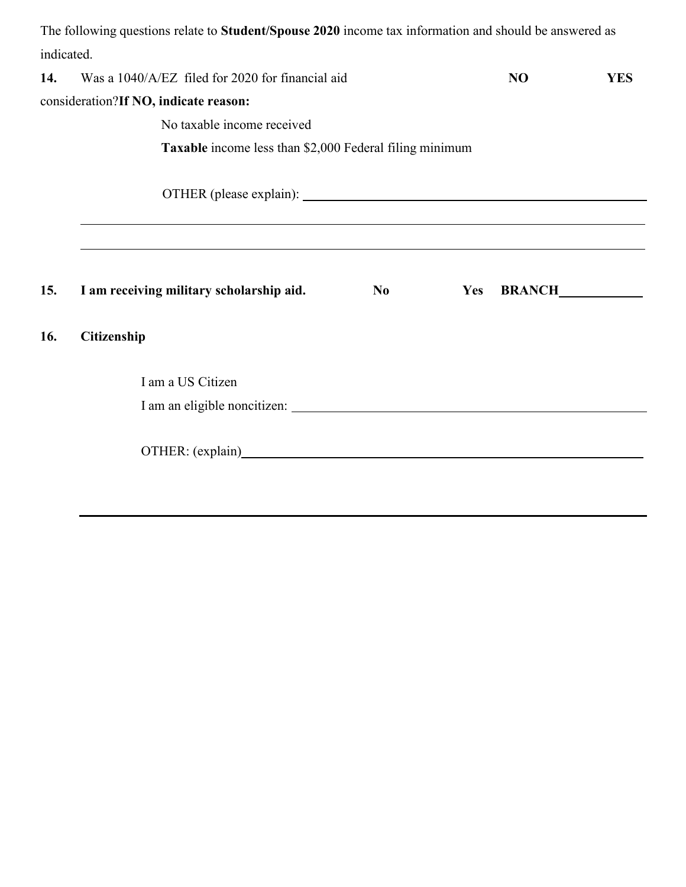The following questions relate to **Student/Spouse 2020** income tax information and should be answered as indicated.

**14.** Was a 1040/A/EZ filed for 2020 for financial aid consideration? **If NO, indicate reason:** **NO** **YES**

No taxable income received

**Taxable** income less than $2,000 Federal filing minimum

OTHER (please explain): ______________________________________________

______________________________________________________________________

______________________________________________________________________

**15. I am receiving military scholarship aid.** **No** **Yes** **BRANCH**____________

**16. Citizenship**

I am a US Citizen

I am an eligible noncitizen: ______________________________________________

OTHER: (explain)______________________________________________________

______________________________________________________________________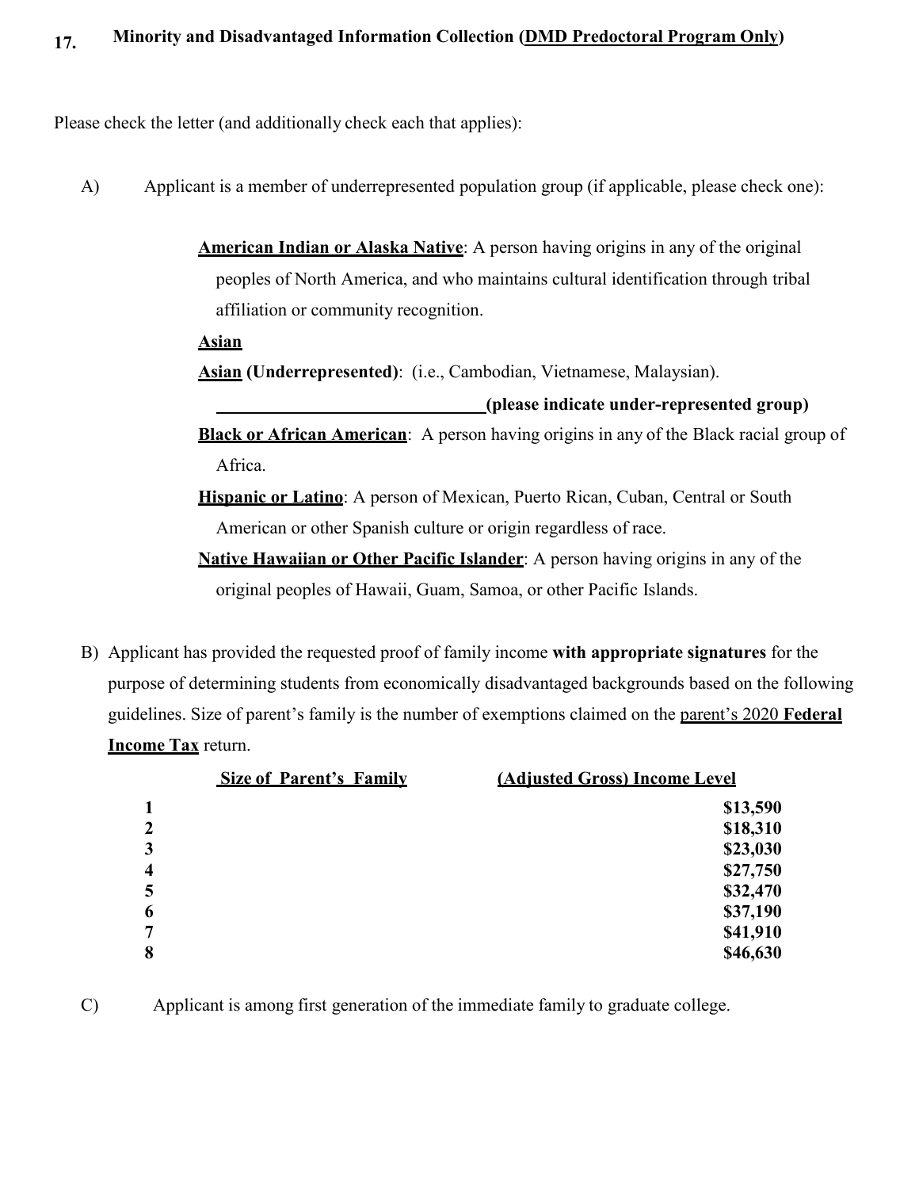## 17. Minority and Disadvantaged Information Collection (<u>DMD Predoctoral Program Only</u>)

Please check the letter (and additionally check each that applies):

A) Applicant is a member of underrepresented population group (if applicable, please check one):

- **<u>American Indian or Alaska Native</u>**: A person having origins in any of the original peoples of North America, and who maintains cultural identification through tribal affiliation or community recognition.
- **<u>Asian</u>**
- **<u>Asian</u> (Underrepresented)**: (i.e., Cambodian, Vietnamese, Malaysian).
  ______________________________**(please indicate under-represented group)**
- **<u>Black or African American</u>**: A person having origins in any of the Black racial group of Africa.
- **<u>Hispanic or Latino</u>**: A person of Mexican, Puerto Rican, Cuban, Central or South American or other Spanish culture or origin regardless of race.
- **<u>Native Hawaiian or Other Pacific Islander</u>**: A person having origins in any of the original peoples of Hawaii, Guam, Samoa, or other Pacific Islands.

B) Applicant has provided the requested proof of family income **with appropriate signatures** for the purpose of determining students from economically disadvantaged backgrounds based on the following guidelines. Size of parent's family is the number of exemptions claimed on the <u>parent's 2020 **Federal Income Tax**</u> return.

| Size of Parent's Family | (Adjusted Gross) Income Level |
|---|---|
| **1** | **$13,590** |
| **2** | **$18,310** |
| **3** | **$23,030** |
| **4** | **$27,750** |
| **5** | **$32,470** |
| **6** | **$37,190** |
| **7** | **$41,910** |
| **8** | **$46,630** |

C) Applicant is among first generation of the immediate family to graduate college.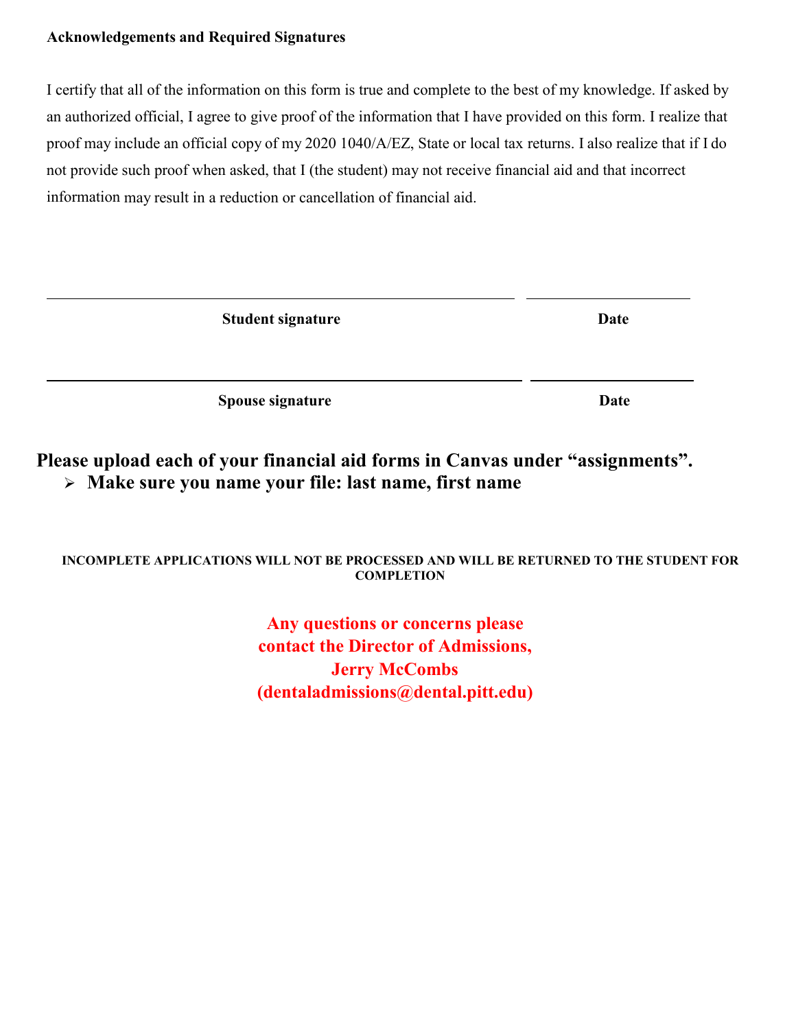**Acknowledgements and Required Signatures**

I certify that all of the information on this form is true and complete to the best of my knowledge. If asked by an authorized official, I agree to give proof of the information that I have provided on this form. I realize that proof may include an official copy of my 2020 1040/A/EZ, State or local tax returns. I also realize that if I do not provide such proof when asked, that I (the student) may not receive financial aid and that incorrect information may result in a reduction or cancellation of financial aid.

\_\_\_\_\_\_\_\_\_\_\_\_\_\_\_\_\_\_\_\_\_\_\_\_\_\_\_\_\_\_\_\_\_\_\_\_\_\_\_\_ \_\_\_\_\_\_\_\_\_\_\_\_\_\_\_\_

**Student signature** **Date**

\_\_\_\_\_\_\_\_\_\_\_\_\_\_\_\_\_\_\_\_\_\_\_\_\_\_\_\_\_\_\_\_\_\_\_\_\_\_\_\_ \_\_\_\_\_\_\_\_\_\_\_\_\_\_\_\_

**Spouse signature** **Date**

**Please upload each of your financial aid forms in Canvas under "assignments".**

- **Make sure you name your file: last name, first name**

**INCOMPLETE APPLICATIONS WILL NOT BE PROCESSED AND WILL BE RETURNED TO THE STUDENT FOR COMPLETION**

**Any questions or concerns please contact the Director of Admissions, Jerry McCombs (dentaladmissions@dental.pitt.edu)**